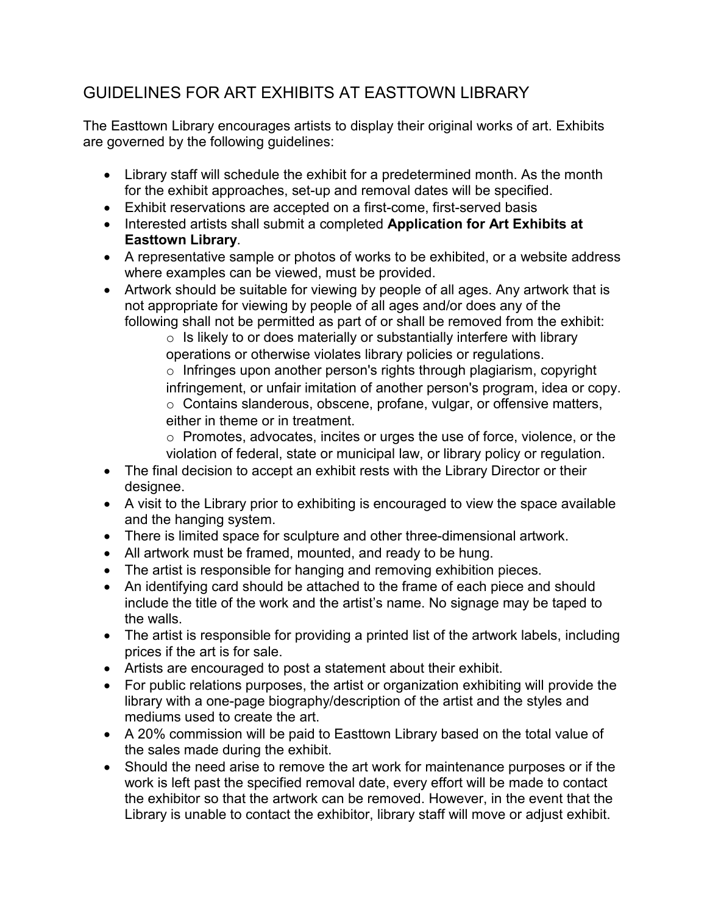# GUIDELINES FOR ART EXHIBITS AT EASTTOWN LIBRARY

The Easttown Library encourages artists to display their original works of art. Exhibits are governed by the following guidelines:

- Library staff will schedule the exhibit for a predetermined month. As the month for the exhibit approaches, set-up and removal dates will be specified.
- Exhibit reservations are accepted on a first-come, first-served basis
- Interested artists shall submit a completed **Application for Art Exhibits at Easttown Library**.
- A representative sample or photos of works to be exhibited, or a website address where examples can be viewed, must be provided.
- Artwork should be suitable for viewing by people of all ages. Any artwork that is not appropriate for viewing by people of all ages and/or does any of the following shall not be permitted as part of or shall be removed from the exhibit:
    - Is likely to or does materially or substantially interfere with library operations or otherwise violates library policies or regulations.
    - Infringes upon another person's rights through plagiarism, copyright infringement, or unfair imitation of another person's program, idea or copy.
    - Contains slanderous, obscene, profane, vulgar, or offensive matters, either in theme or in treatment.
    - Promotes, advocates, incites or urges the use of force, violence, or the violation of federal, state or municipal law, or library policy or regulation.
- The final decision to accept an exhibit rests with the Library Director or their designee.
- A visit to the Library prior to exhibiting is encouraged to view the space available and the hanging system.
- There is limited space for sculpture and other three-dimensional artwork.
- All artwork must be framed, mounted, and ready to be hung.
- The artist is responsible for hanging and removing exhibition pieces.
- An identifying card should be attached to the frame of each piece and should include the title of the work and the artist's name. No signage may be taped to the walls.
- The artist is responsible for providing a printed list of the artwork labels, including prices if the art is for sale.
- Artists are encouraged to post a statement about their exhibit.
- For public relations purposes, the artist or organization exhibiting will provide the library with a one-page biography/description of the artist and the styles and mediums used to create the art.
- A 20% commission will be paid to Easttown Library based on the total value of the sales made during the exhibit.
- Should the need arise to remove the art work for maintenance purposes or if the work is left past the specified removal date, every effort will be made to contact the exhibitor so that the artwork can be removed. However, in the event that the Library is unable to contact the exhibitor, library staff will move or adjust exhibit.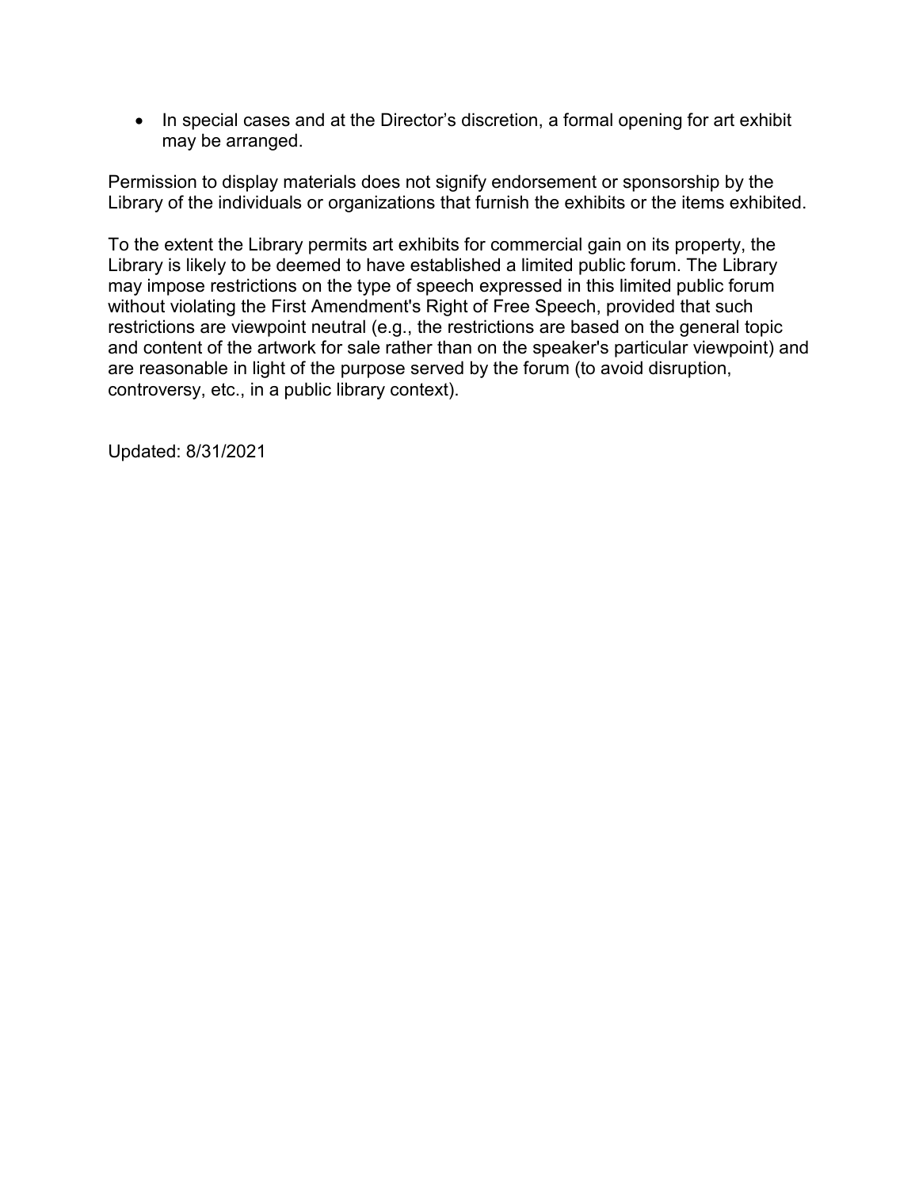- In special cases and at the Director's discretion, a formal opening for art exhibit may be arranged.

Permission to display materials does not signify endorsement or sponsorship by the Library of the individuals or organizations that furnish the exhibits or the items exhibited.

To the extent the Library permits art exhibits for commercial gain on its property, the Library is likely to be deemed to have established a limited public forum. The Library may impose restrictions on the type of speech expressed in this limited public forum without violating the First Amendment's Right of Free Speech, provided that such restrictions are viewpoint neutral (e.g., the restrictions are based on the general topic and content of the artwork for sale rather than on the speaker's particular viewpoint) and are reasonable in light of the purpose served by the forum (to avoid disruption, controversy, etc., in a public library context).

Updated: 8/31/2021